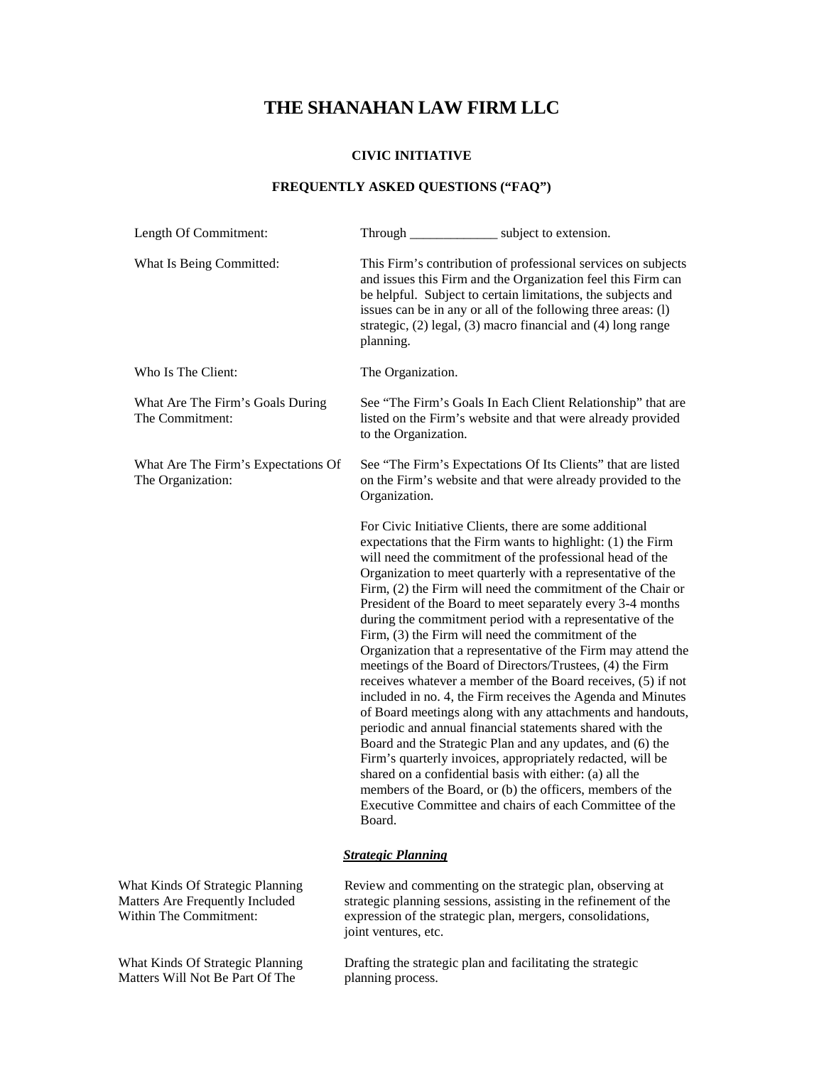# THE SHANAHAN LAW FIRM LLC

### CIVIC INITIATIVE

### FREQUENTLY ASKED QUESTIONS ("FAQ")

| | |
|---|---|
| Length Of Commitment: | Through _____________ subject to extension. |
| What Is Being Committed: | This Firm's contribution of professional services on subjects and issues this Firm and the Organization feel this Firm can be helpful. Subject to certain limitations, the subjects and issues can be in any or all of the following three areas: (l) strategic, (2) legal, (3) macro financial and (4) long range planning. |
| Who Is The Client: | The Organization. |
| What Are The Firm's Goals During The Commitment: | See "The Firm's Goals In Each Client Relationship" that are listed on the Firm's website and that were already provided to the Organization. |
| What Are The Firm's Expectations Of The Organization: | See "The Firm's Expectations Of Its Clients" that are listed on the Firm's website and that were already provided to the Organization.<br><br>For Civic Initiative Clients, there are some additional expectations that the Firm wants to highlight: (1) the Firm will need the commitment of the professional head of the Organization to meet quarterly with a representative of the Firm, (2) the Firm will need the commitment of the Chair or President of the Board to meet separately every 3-4 months during the commitment period with a representative of the Firm, (3) the Firm will need the commitment of the Organization that a representative of the Firm may attend the meetings of the Board of Directors/Trustees, (4) the Firm receives whatever a member of the Board receives, (5) if not included in no. 4, the Firm receives the Agenda and Minutes of Board meetings along with any attachments and handouts, periodic and annual financial statements shared with the Board and the Strategic Plan and any updates, and (6) the Firm's quarterly invoices, appropriately redacted, will be shared on a confidential basis with either: (a) all the members of the Board, or (b) the officers, members of the Executive Committee and chairs of each Committee of the Board. |

***Strategic Planning***

| | |
|---|---|
| What Kinds Of Strategic Planning Matters Are Frequently Included Within The Commitment: | Review and commenting on the strategic plan, observing at strategic planning sessions, assisting in the refinement of the expression of the strategic plan, mergers, consolidations, joint ventures, etc. |
| What Kinds Of Strategic Planning Matters Will Not Be Part Of The | Drafting the strategic plan and facilitating the strategic planning process. |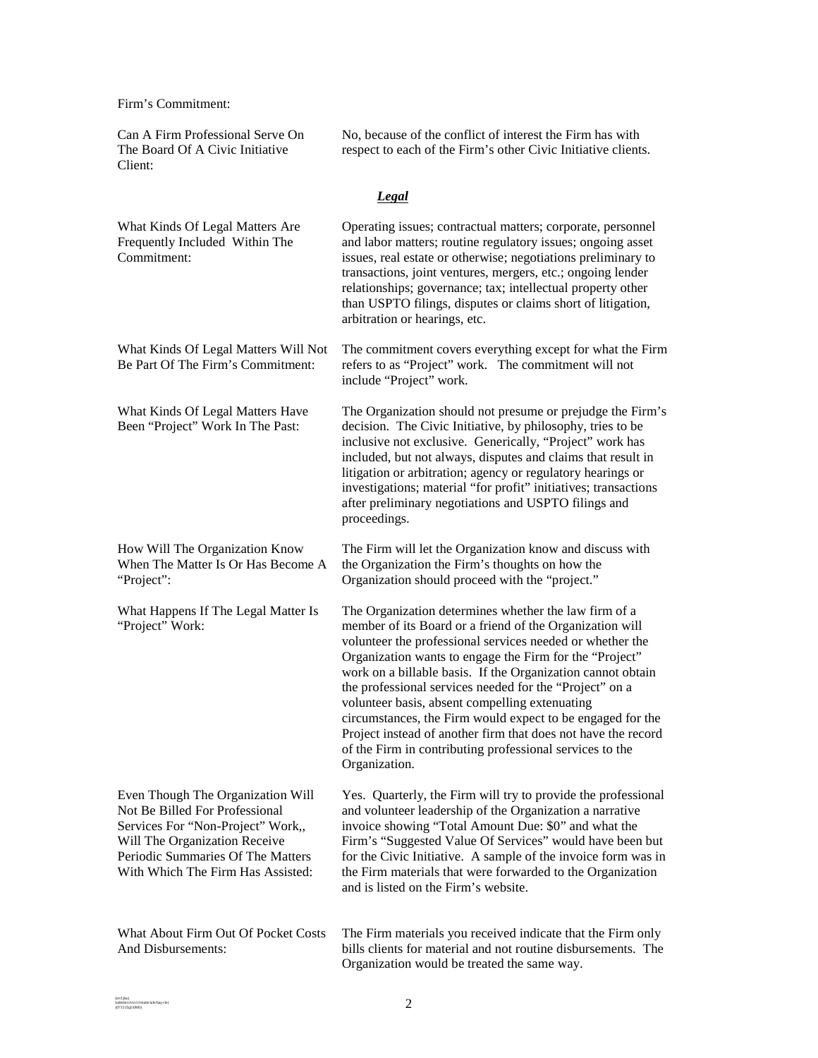Firm's Commitment:

| | |
|---|---|
| Can A Firm Professional Serve On The Board Of A Civic Initiative Client: | No, because of the conflict of interest the Firm has with respect to each of the Firm's other Civic Initiative clients. |

***Legal***

| | |
|---|---|
| What Kinds Of Legal Matters Are Frequently Included Within The Commitment: | Operating issues; contractual matters; corporate, personnel and labor matters; routine regulatory issues; ongoing asset issues, real estate or otherwise; negotiations preliminary to transactions, joint ventures, mergers, etc.; ongoing lender relationships; governance; tax; intellectual property other than USPTO filings, disputes or claims short of litigation, arbitration or hearings, etc. |
| What Kinds Of Legal Matters Will Not Be Part Of The Firm's Commitment: | The commitment covers everything except for what the Firm refers to as "Project" work. The commitment will not include "Project" work. |
| What Kinds Of Legal Matters Have Been "Project" Work In The Past: | The Organization should not presume or prejudge the Firm's decision. The Civic Initiative, by philosophy, tries to be inclusive not exclusive. Generically, "Project" work has included, but not always, disputes and claims that result in litigation or arbitration; agency or regulatory hearings or investigations; material "for profit" initiatives; transactions after preliminary negotiations and USPTO filings and proceedings. |
| How Will The Organization Know When The Matter Is Or Has Become A "Project": | The Firm will let the Organization know and discuss with the Organization the Firm's thoughts on how the Organization should proceed with the "project." |
| What Happens If The Legal Matter Is "Project" Work: | The Organization determines whether the law firm of a member of its Board or a friend of the Organization will volunteer the professional services needed or whether the Organization wants to engage the Firm for the "Project" work on a billable basis. If the Organization cannot obtain the professional services needed for the "Project" on a volunteer basis, absent compelling extenuating circumstances, the Firm would expect to be engaged for the Project instead of another firm that does not have the record of the Firm in contributing professional services to the Organization. |
| Even Though The Organization Will Not Be Billed For Professional Services For "Non-Project" Work,, Will The Organization Receive Periodic Summaries Of The Matters With Which The Firm Has Assisted: | Yes. Quarterly, the Firm will try to provide the professional and volunteer leadership of the Organization a narrative invoice showing "Total Amount Due: $0" and what the Firm's "Suggested Value Of Services" would have been but for the Civic Initiative. A sample of the invoice form was in the Firm materials that were forwarded to the Organization and is listed on the Firm's website. |
| What About Firm Out Of Pocket Costs And Disbursements: | The Firm materials you received indicate that the Firm only bills clients for material and not routine disbursements. The Organization would be treated the same way. |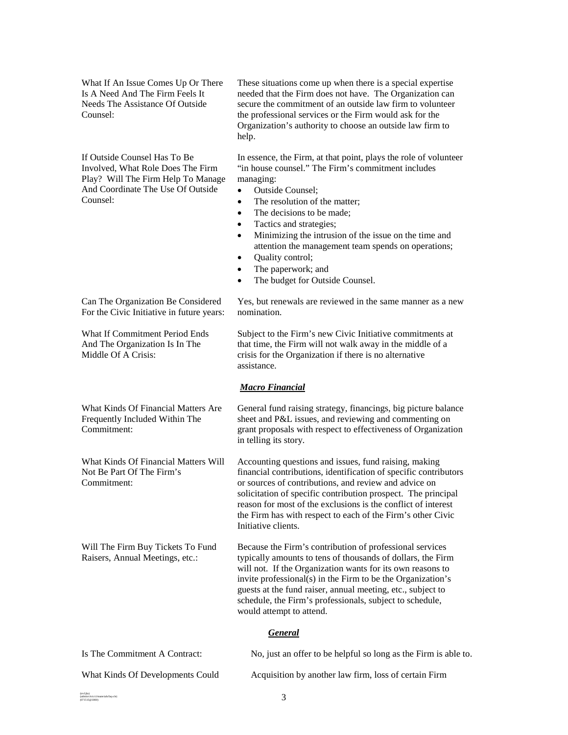**What If An Issue Comes Up Or There Is A Need And The Firm Feels It Needs The Assistance Of Outside Counsel:**

These situations come up when there is a special expertise needed that the Firm does not have. The Organization can secure the commitment of an outside law firm to volunteer the professional services or the Firm would ask for the Organization's authority to choose an outside law firm to help.

**If Outside Counsel Has To Be Involved, What Role Does The Firm Play? Will The Firm Help To Manage And Coordinate The Use Of Outside Counsel:**

In essence, the Firm, at that point, plays the role of volunteer "in house counsel." The Firm's commitment includes managing:

- Outside Counsel;
- The resolution of the matter;
- The decisions to be made;
- Tactics and strategies;
- Minimizing the intrusion of the issue on the time and attention the management team spends on operations;
- Quality control;
- The paperwork; and
- The budget for Outside Counsel.

**Can The Organization Be Considered For the Civic Initiative in future years:**

Yes, but renewals are reviewed in the same manner as a new nomination.

**What If Commitment Period Ends And The Organization Is In The Middle Of A Crisis:**

Subject to the Firm's new Civic Initiative commitments at that time, the Firm will not walk away in the middle of a crisis for the Organization if there is no alternative assistance.

***Macro Financial***

**What Kinds Of Financial Matters Are Frequently Included Within The Commitment:**

General fund raising strategy, financings, big picture balance sheet and P&L issues, and reviewing and commenting on grant proposals with respect to effectiveness of Organization in telling its story.

**What Kinds Of Financial Matters Will Not Be Part Of The Firm's Commitment:**

Accounting questions and issues, fund raising, making financial contributions, identification of specific contributors or sources of contributions, and review and advice on solicitation of specific contribution prospect. The principal reason for most of the exclusions is the conflict of interest the Firm has with respect to each of the Firm's other Civic Initiative clients.

**Will The Firm Buy Tickets To Fund Raisers, Annual Meetings, etc.:**

Because the Firm's contribution of professional services typically amounts to tens of thousands of dollars, the Firm will not. If the Organization wants for its own reasons to invite professional(s) in the Firm to be the Organization's guests at the fund raiser, annual meeting, etc., subject to schedule, the Firm's professionals, subject to schedule, would attempt to attend.

***General***

**Is The Commitment A Contract:**

No, just an offer to be helpful so long as the Firm is able to.

**What Kinds Of Developments Could**

Acquisition by another law firm, loss of certain Firm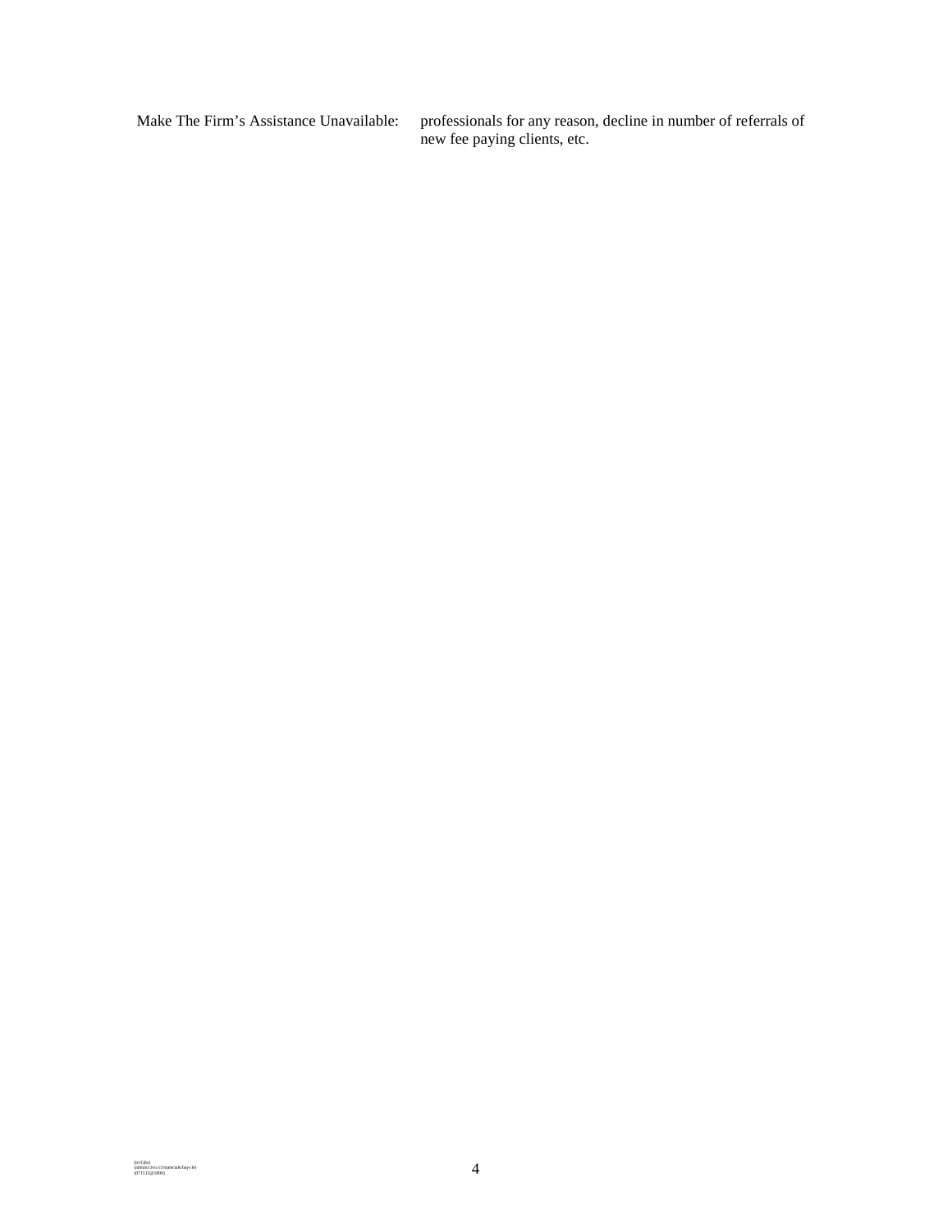| | |
|---|---|
| Make The Firm's Assistance Unavailable: | professionals for any reason, decline in number of referrals of new fee paying clients, etc. |